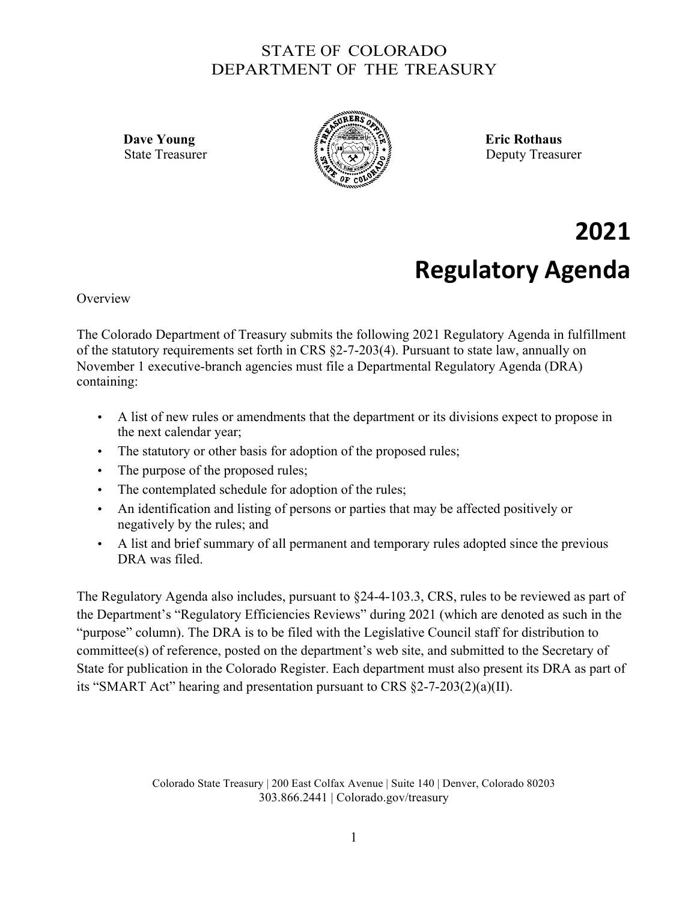STATE OF COLORADO
DEPARTMENT OF THE TREASURY

**Dave Young**
State Treasurer

**Eric Rothaus**
Deputy Treasurer

# 2021 Regulatory Agenda

Overview

The Colorado Department of Treasury submits the following 2021 Regulatory Agenda in fulfillment of the statutory requirements set forth in CRS §2-7-203(4). Pursuant to state law, annually on November 1 executive-branch agencies must file a Departmental Regulatory Agenda (DRA) containing:

- A list of new rules or amendments that the department or its divisions expect to propose in the next calendar year;
- The statutory or other basis for adoption of the proposed rules;
- The purpose of the proposed rules;
- The contemplated schedule for adoption of the rules;
- An identification and listing of persons or parties that may be affected positively or negatively by the rules; and
- A list and brief summary of all permanent and temporary rules adopted since the previous DRA was filed.

The Regulatory Agenda also includes, pursuant to §24-4-103.3, CRS, rules to be reviewed as part of the Department's "Regulatory Efficiencies Reviews" during 2021 (which are denoted as such in the "purpose" column). The DRA is to be filed with the Legislative Council staff for distribution to committee(s) of reference, posted on the department's web site, and submitted to the Secretary of State for publication in the Colorado Register. Each department must also present its DRA as part of its "SMART Act" hearing and presentation pursuant to CRS §2-7-203(2)(a)(II).

Colorado State Treasury | 200 East Colfax Avenue | Suite 140 | Denver, Colorado 80203
303.866.2441 | Colorado.gov/treasury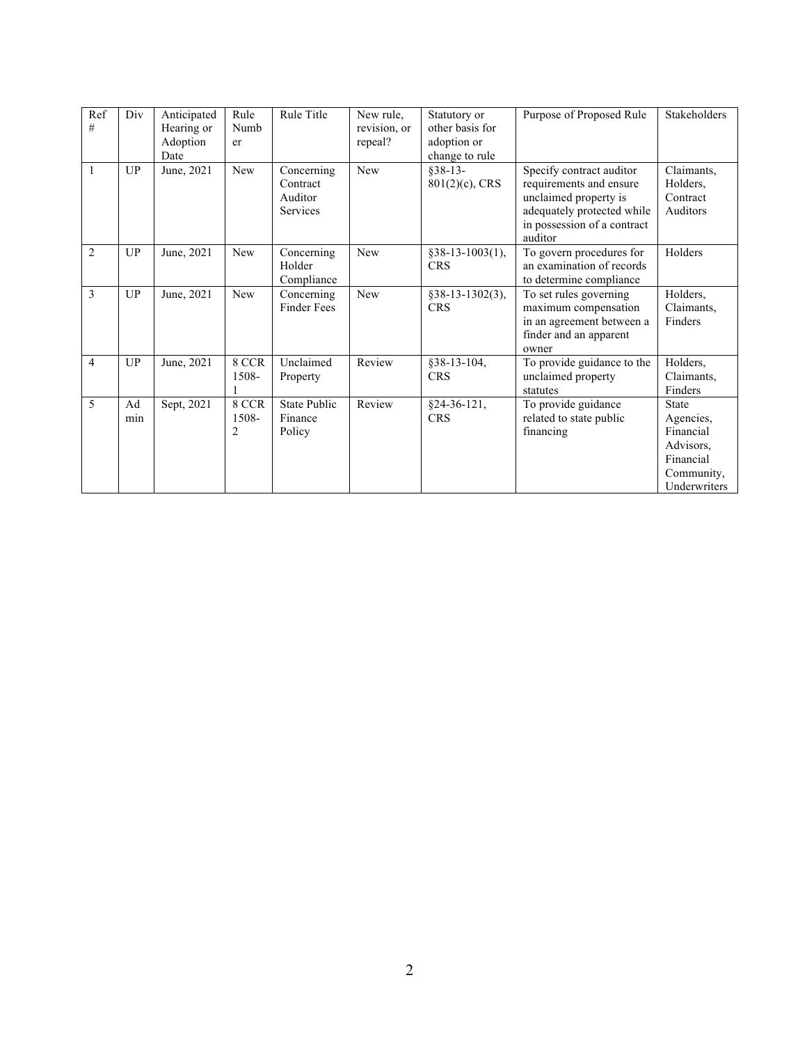| Ref # | Div | Anticipated Hearing or Adoption Date | Rule Number | Rule Title | New rule, revision, or repeal? | Statutory or other basis for adoption or change to rule | Purpose of Proposed Rule | Stakeholders |
|---|---|---|---|---|---|---|---|---|
| 1 | UP | June, 2021 | New | Concerning Contract Auditor Services | New | §38-13-801(2)(c), CRS | Specify contract auditor requirements and ensure unclaimed property is adequately protected while in possession of a contract auditor | Claimants, Holders, Contract Auditors |
| 2 | UP | June, 2021 | New | Concerning Holder Compliance | New | §38-13-1003(1), CRS | To govern procedures for an examination of records to determine compliance | Holders |
| 3 | UP | June, 2021 | New | Concerning Finder Fees | New | §38-13-1302(3), CRS | To set rules governing maximum compensation in an agreement between a finder and an apparent owner | Holders, Claimants, Finders |
| 4 | UP | June, 2021 | 8 CCR 1508-1 | Unclaimed Property | Review | §38-13-104, CRS | To provide guidance to the unclaimed property statutes | Holders, Claimants, Finders |
| 5 | Admin | Sept, 2021 | 8 CCR 1508-2 | State Public Finance Policy | Review | §24-36-121, CRS | To provide guidance related to state public financing | State Agencies, Financial Advisors, Financial Community, Underwriters |